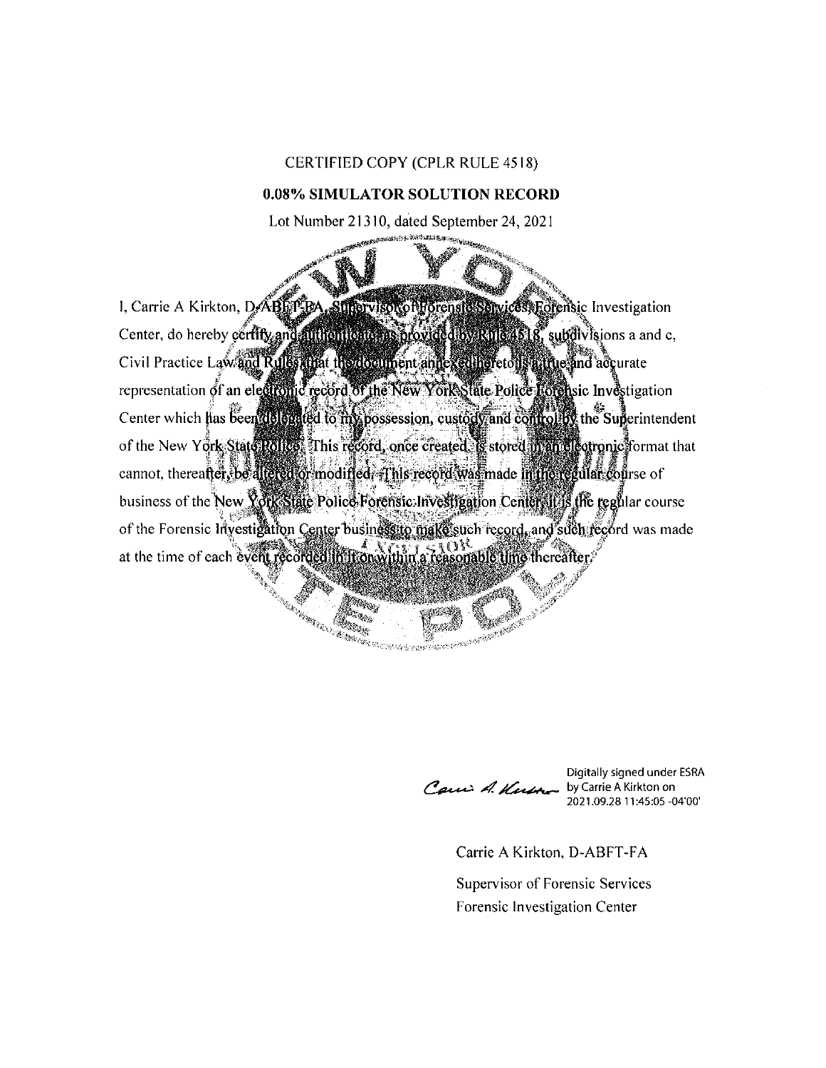CERTIFIED COPY (CPLR RULE 4518)

**0.08% SIMULATOR SOLUTION RECORD**

Lot Number 21310, dated September 24, 2021

I, Carrie A Kirkton, D-ABFT-FA, Supervisor of Forensic Services, Forensic Investigation Center, do hereby certify and authenticate as provided by Rule 4518, subdivisions a and c, Civil Practice Law and Rules, that the document annexed hereto is a true and accurate representation of an electronic record of the New York State Police Forensic Investigation Center which has been delegated to my possession, custody and control by the Superintendent of the New York State Police. This record, once created, is stored in an electronic format that cannot, thereafter, be altered or modified. This record was made in the regular course of business of the New York State Police Forensic Investigation Center. It is the regular course of the Forensic Investigation Center business to make such record, and such record was made at the time of each event recorded in it or within a reasonable time thereafter.

Digitally signed under ESRA by Carrie A Kirkton on 2021.09.28 11:45:05 -04'00'

Carrie A Kirkton, D-ABFT-FA

Supervisor of Forensic Services

Forensic Investigation Center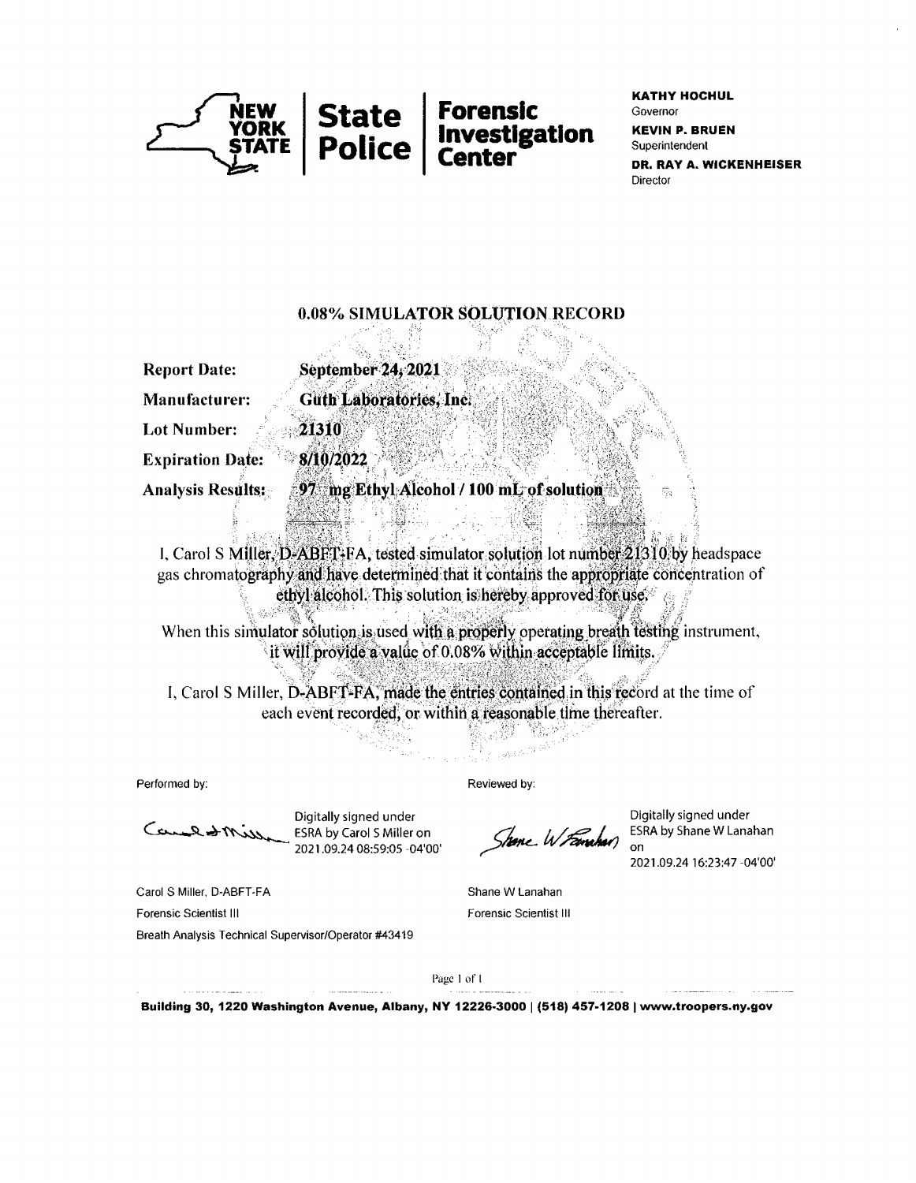**NEW YORK STATE | State Police | Forensic Investigation Center**

**KATHY HOCHUL**
Governor

**KEVIN P. BRUEN**
Superintendent

**DR. RAY A. WICKENHEISER**
Director

## 0.08% SIMULATOR SOLUTION RECORD

| | |
|---|---|
| **Report Date:** | **September 24, 2021** |
| **Manufacturer:** | **Guth Laboratories, Inc.** |
| **Lot Number:** | **21310** |
| **Expiration Date:** | **8/10/2022** |
| **Analysis Results:** | **97 mg Ethyl Alcohol / 100 mL of solution** |

I, Carol S Miller, D-ABFT-FA, tested simulator solution lot number 21310 by headspace gas chromatography and have determined that it contains the appropriate concentration of ethyl alcohol. This solution is hereby approved for use.

When this simulator solution is used with a properly operating breath testing instrument, it will provide a value of 0.08% within acceptable limits.

I, Carol S Miller, D-ABFT-FA, made the entries contained in this record at the time of each event recorded, or within a reasonable time thereafter.

Performed by:

Digitally signed under ESRA by Carol S Miller on 2021.09.24 08:59:05 -04'00'

Carol S Miller, D-ABFT-FA
Forensic Scientist III
Breath Analysis Technical Supervisor/Operator #43419

Reviewed by:

Digitally signed under ESRA by Shane W Lanahan on 2021.09.24 16:23:47 -04'00'

Shane W Lanahan
Forensic Scientist III

**Building 30, 1220 Washington Avenue, Albany, NY 12226-3000 | (518) 457-1208 | www.troopers.ny.gov**